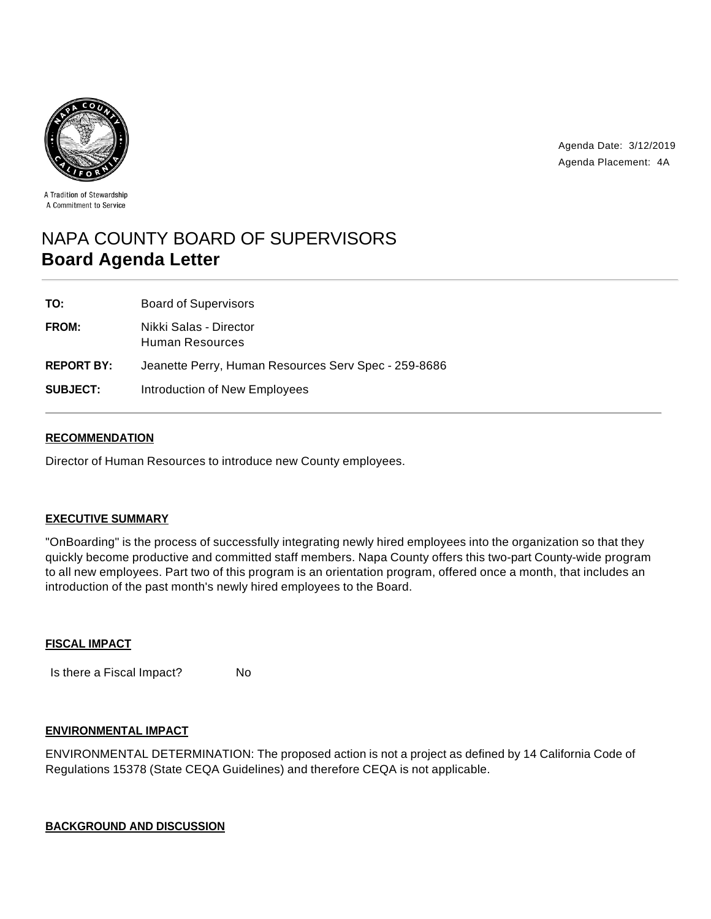A Tradition of Stewardship
A Commitment to Service

Agenda Date: 3/12/2019
Agenda Placement: 4A

# NAPA COUNTY BOARD OF SUPERVISORS
# **Board Agenda Letter**

| | |
|---|---|
| **TO:** | Board of Supervisors |
| **FROM:** | Nikki Salas - Director<br>Human Resources |
| **REPORT BY:** | Jeanette Perry, Human Resources Serv Spec - 259-8686 |
| **SUBJECT:** | Introduction of New Employees |

## RECOMMENDATION

Director of Human Resources to introduce new County employees.

## EXECUTIVE SUMMARY

"OnBoarding" is the process of successfully integrating newly hired employees into the organization so that they quickly become productive and committed staff members. Napa County offers this two-part County-wide program to all new employees. Part two of this program is an orientation program, offered once a month, that includes an introduction of the past month's newly hired employees to the Board.

## FISCAL IMPACT

Is there a Fiscal Impact? No

## ENVIRONMENTAL IMPACT

ENVIRONMENTAL DETERMINATION: The proposed action is not a project as defined by 14 California Code of Regulations 15378 (State CEQA Guidelines) and therefore CEQA is not applicable.

## BACKGROUND AND DISCUSSION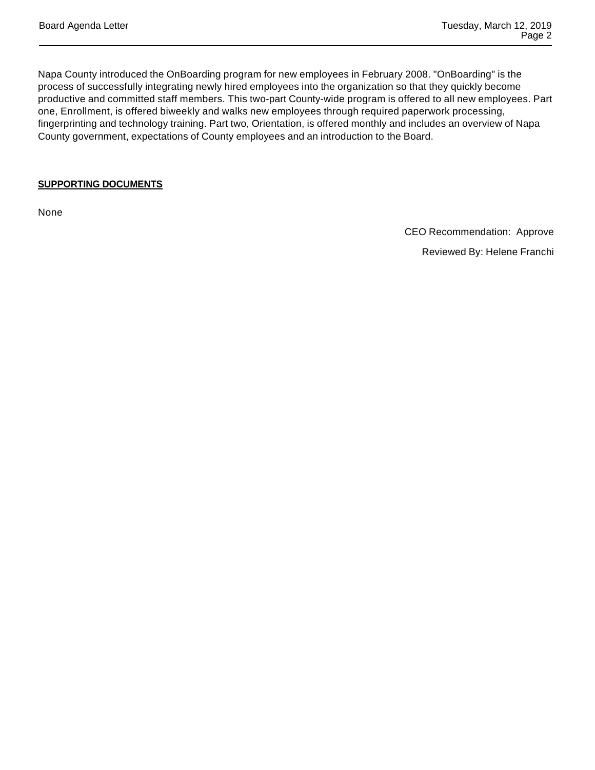Napa County introduced the OnBoarding program for new employees in February 2008. "OnBoarding" is the process of successfully integrating newly hired employees into the organization so that they quickly become productive and committed staff members. This two-part County-wide program is offered to all new employees. Part one, Enrollment, is offered biweekly and walks new employees through required paperwork processing, fingerprinting and technology training. Part two, Orientation, is offered monthly and includes an overview of Napa County government, expectations of County employees and an introduction to the Board.

**SUPPORTING DOCUMENTS**

None

CEO Recommendation: Approve

Reviewed By: Helene Franchi